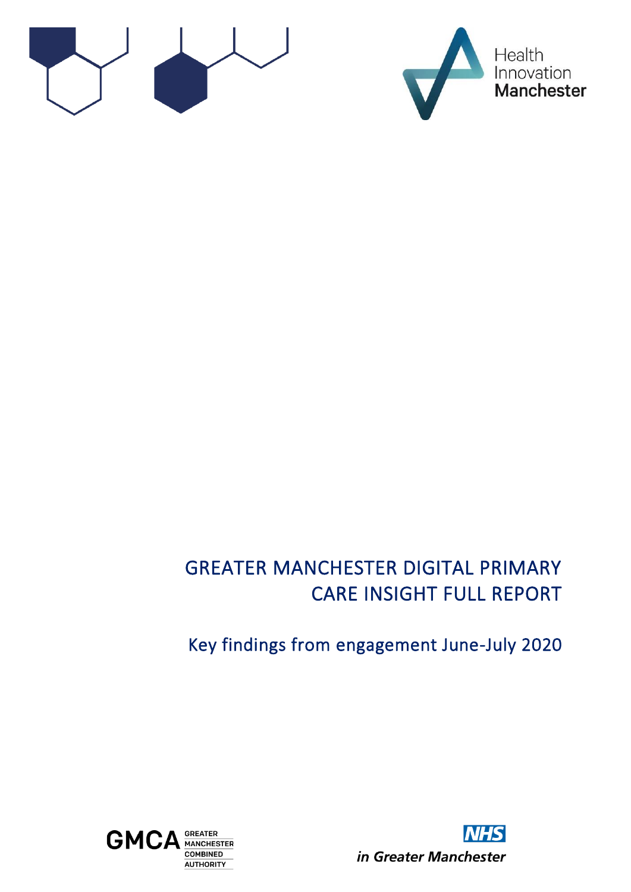Health Innovation Manchester

# GREATER MANCHESTER DIGITAL PRIMARY CARE INSIGHT FULL REPORT

## Key findings from engagement June-July 2020

GMCA GREATER MANCHESTER COMBINED AUTHORITY

NHS *in Greater Manchester*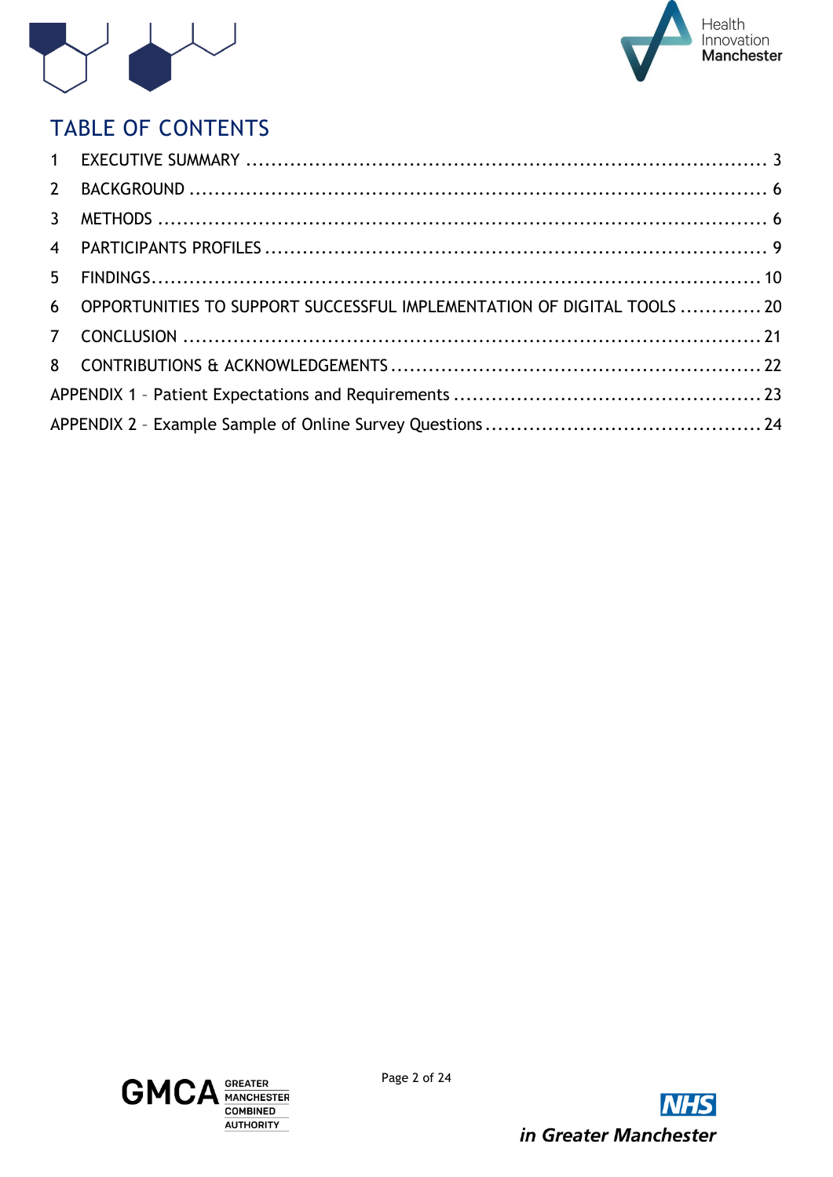# TABLE OF CONTENTS

1 EXECUTIVE SUMMARY ........................................................................... 3

2 BACKGROUND ..................................................................................... 6

3 METHODS ........................................................................................... 6

4 PARTICIPANTS PROFILES ...................................................................... 9

5 FINDINGS .......................................................................................... 10

6 OPPORTUNITIES TO SUPPORT SUCCESSFUL IMPLEMENTATION OF DIGITAL TOOLS ............. 20

7 CONCLUSION ..................................................................................... 21

8 CONTRIBUTIONS & ACKNOWLEDGEMENTS ................................................ 22

APPENDIX 1 – Patient Expectations and Requirements ..................................... 23

APPENDIX 2 – Example Sample of Online Survey Questions ................................ 24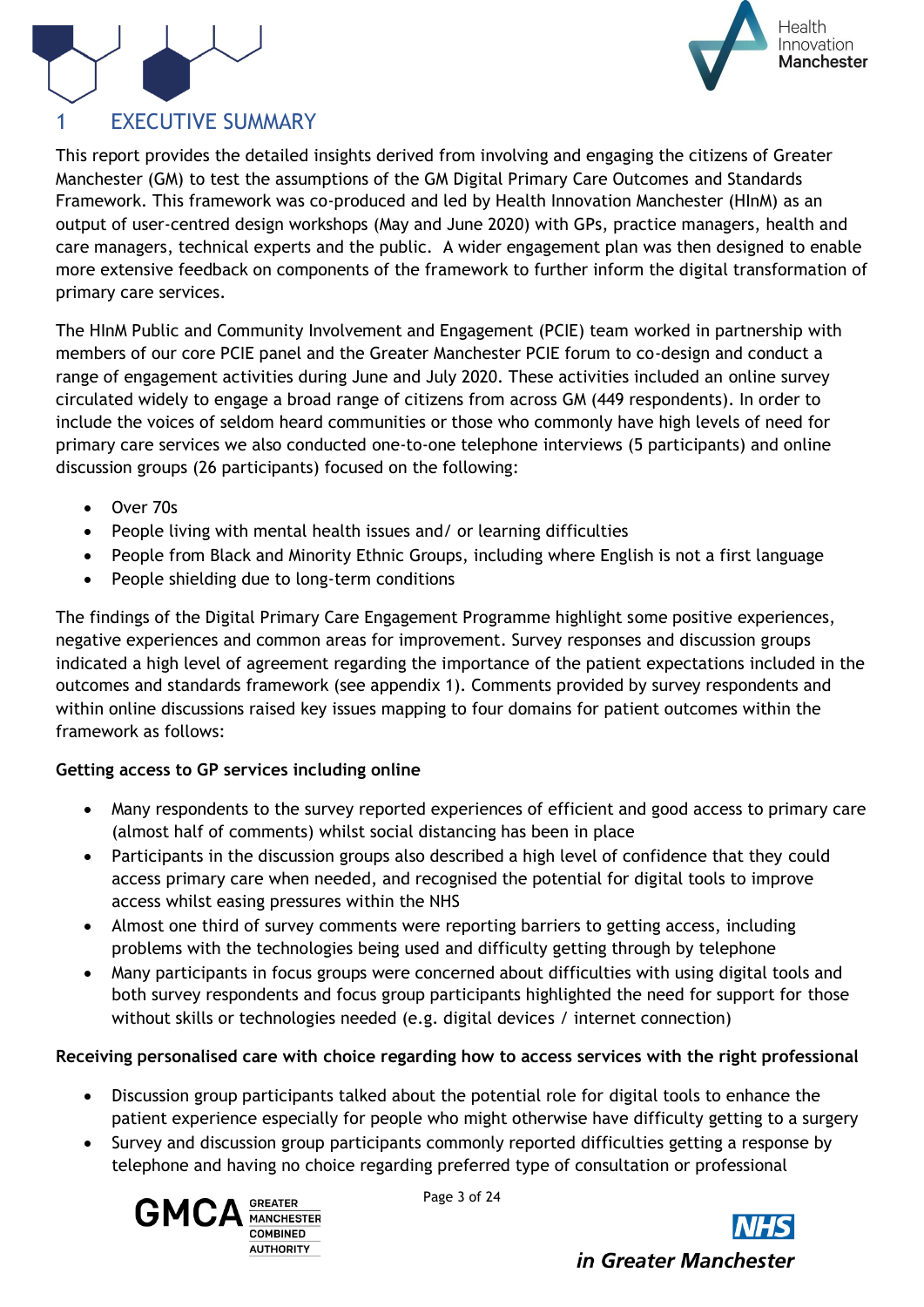# 1 EXECUTIVE SUMMARY

This report provides the detailed insights derived from involving and engaging the citizens of Greater Manchester (GM) to test the assumptions of the GM Digital Primary Care Outcomes and Standards Framework. This framework was co-produced and led by Health Innovation Manchester (HInM) as an output of user-centred design workshops (May and June 2020) with GPs, practice managers, health and care managers, technical experts and the public. A wider engagement plan was then designed to enable more extensive feedback on components of the framework to further inform the digital transformation of primary care services.

The HInM Public and Community Involvement and Engagement (PCIE) team worked in partnership with members of our core PCIE panel and the Greater Manchester PCIE forum to co-design and conduct a range of engagement activities during June and July 2020. These activities included an online survey circulated widely to engage a broad range of citizens from across GM (449 respondents). In order to include the voices of seldom heard communities or those who commonly have high levels of need for primary care services we also conducted one-to-one telephone interviews (5 participants) and online discussion groups (26 participants) focused on the following:

- Over 70s
- People living with mental health issues and/ or learning difficulties
- People from Black and Minority Ethnic Groups, including where English is not a first language
- People shielding due to long-term conditions

The findings of the Digital Primary Care Engagement Programme highlight some positive experiences, negative experiences and common areas for improvement. Survey responses and discussion groups indicated a high level of agreement regarding the importance of the patient expectations included in the outcomes and standards framework (see appendix 1). Comments provided by survey respondents and within online discussions raised key issues mapping to four domains for patient outcomes within the framework as follows:

**Getting access to GP services including online**

- Many respondents to the survey reported experiences of efficient and good access to primary care (almost half of comments) whilst social distancing has been in place
- Participants in the discussion groups also described a high level of confidence that they could access primary care when needed, and recognised the potential for digital tools to improve access whilst easing pressures within the NHS
- Almost one third of survey comments were reporting barriers to getting access, including problems with the technologies being used and difficulty getting through by telephone
- Many participants in focus groups were concerned about difficulties with using digital tools and both survey respondents and focus group participants highlighted the need for support for those without skills or technologies needed (e.g. digital devices / internet connection)

**Receiving personalised care with choice regarding how to access services with the right professional**

- Discussion group participants talked about the potential role for digital tools to enhance the patient experience especially for people who might otherwise have difficulty getting to a surgery
- Survey and discussion group participants commonly reported difficulties getting a response by telephone and having no choice regarding preferred type of consultation or professional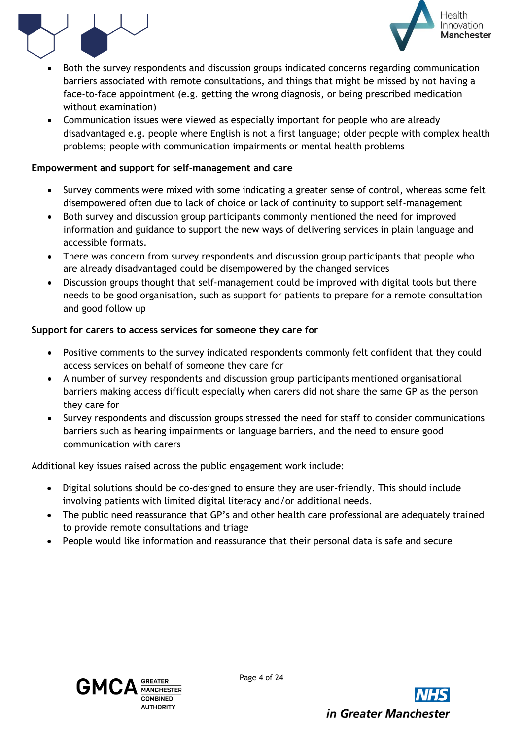- Both the survey respondents and discussion groups indicated concerns regarding communication barriers associated with remote consultations, and things that might be missed by not having a face-to-face appointment (e.g. getting the wrong diagnosis, or being prescribed medication without examination)
- Communication issues were viewed as especially important for people who are already disadvantaged e.g. people where English is not a first language; older people with complex health problems; people with communication impairments or mental health problems

**Empowerment and support for self-management and care**

- Survey comments were mixed with some indicating a greater sense of control, whereas some felt disempowered often due to lack of choice or lack of continuity to support self-management
- Both survey and discussion group participants commonly mentioned the need for improved information and guidance to support the new ways of delivering services in plain language and accessible formats.
- There was concern from survey respondents and discussion group participants that people who are already disadvantaged could be disempowered by the changed services
- Discussion groups thought that self-management could be improved with digital tools but there needs to be good organisation, such as support for patients to prepare for a remote consultation and good follow up

**Support for carers to access services for someone they care for**

- Positive comments to the survey indicated respondents commonly felt confident that they could access services on behalf of someone they care for
- A number of survey respondents and discussion group participants mentioned organisational barriers making access difficult especially when carers did not share the same GP as the person they care for
- Survey respondents and discussion groups stressed the need for staff to consider communications barriers such as hearing impairments or language barriers, and the need to ensure good communication with carers

Additional key issues raised across the public engagement work include:

- Digital solutions should be co-designed to ensure they are user-friendly. This should include involving patients with limited digital literacy and/or additional needs.
- The public need reassurance that GP's and other health care professional are adequately trained to provide remote consultations and triage
- People would like information and reassurance that their personal data is safe and secure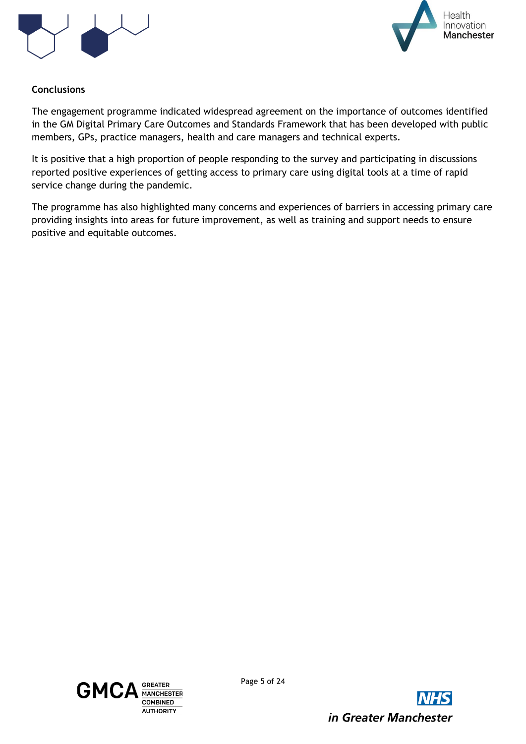**Conclusions**

The engagement programme indicated widespread agreement on the importance of outcomes identified in the GM Digital Primary Care Outcomes and Standards Framework that has been developed with public members, GPs, practice managers, health and care managers and technical experts.

It is positive that a high proportion of people responding to the survey and participating in discussions reported positive experiences of getting access to primary care using digital tools at a time of rapid service change during the pandemic.

The programme has also highlighted many concerns and experiences of barriers in accessing primary care providing insights into areas for future improvement, as well as training and support needs to ensure positive and equitable outcomes.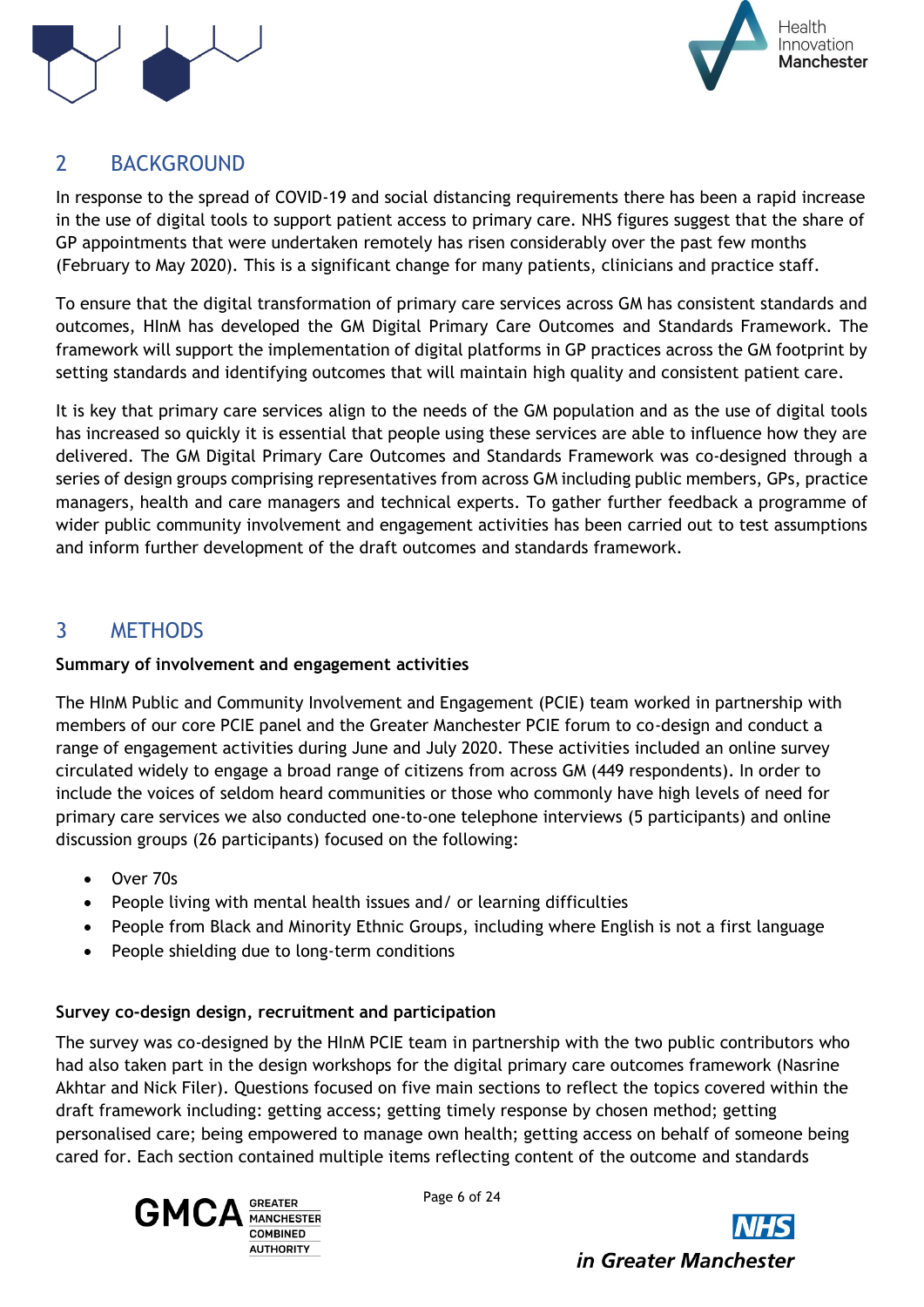## 2 BACKGROUND

In response to the spread of COVID-19 and social distancing requirements there has been a rapid increase in the use of digital tools to support patient access to primary care. NHS figures suggest that the share of GP appointments that were undertaken remotely has risen considerably over the past few months (February to May 2020). This is a significant change for many patients, clinicians and practice staff.

To ensure that the digital transformation of primary care services across GM has consistent standards and outcomes, HInM has developed the GM Digital Primary Care Outcomes and Standards Framework. The framework will support the implementation of digital platforms in GP practices across the GM footprint by setting standards and identifying outcomes that will maintain high quality and consistent patient care.

It is key that primary care services align to the needs of the GM population and as the use of digital tools has increased so quickly it is essential that people using these services are able to influence how they are delivered. The GM Digital Primary Care Outcomes and Standards Framework was co-designed through a series of design groups comprising representatives from across GM including public members, GPs, practice managers, health and care managers and technical experts. To gather further feedback a programme of wider public community involvement and engagement activities has been carried out to test assumptions and inform further development of the draft outcomes and standards framework.

## 3 METHODS

**Summary of involvement and engagement activities**

The HInM Public and Community Involvement and Engagement (PCIE) team worked in partnership with members of our core PCIE panel and the Greater Manchester PCIE forum to co-design and conduct a range of engagement activities during June and July 2020. These activities included an online survey circulated widely to engage a broad range of citizens from across GM (449 respondents). In order to include the voices of seldom heard communities or those who commonly have high levels of need for primary care services we also conducted one-to-one telephone interviews (5 participants) and online discussion groups (26 participants) focused on the following:

- Over 70s
- People living with mental health issues and/ or learning difficulties
- People from Black and Minority Ethnic Groups, including where English is not a first language
- People shielding due to long-term conditions

**Survey co-design design, recruitment and participation**

The survey was co-designed by the HInM PCIE team in partnership with the two public contributors who had also taken part in the design workshops for the digital primary care outcomes framework (Nasrine Akhtar and Nick Filer). Questions focused on five main sections to reflect the topics covered within the draft framework including: getting access; getting timely response by chosen method; getting personalised care; being empowered to manage own health; getting access on behalf of someone being cared for. Each section contained multiple items reflecting content of the outcome and standards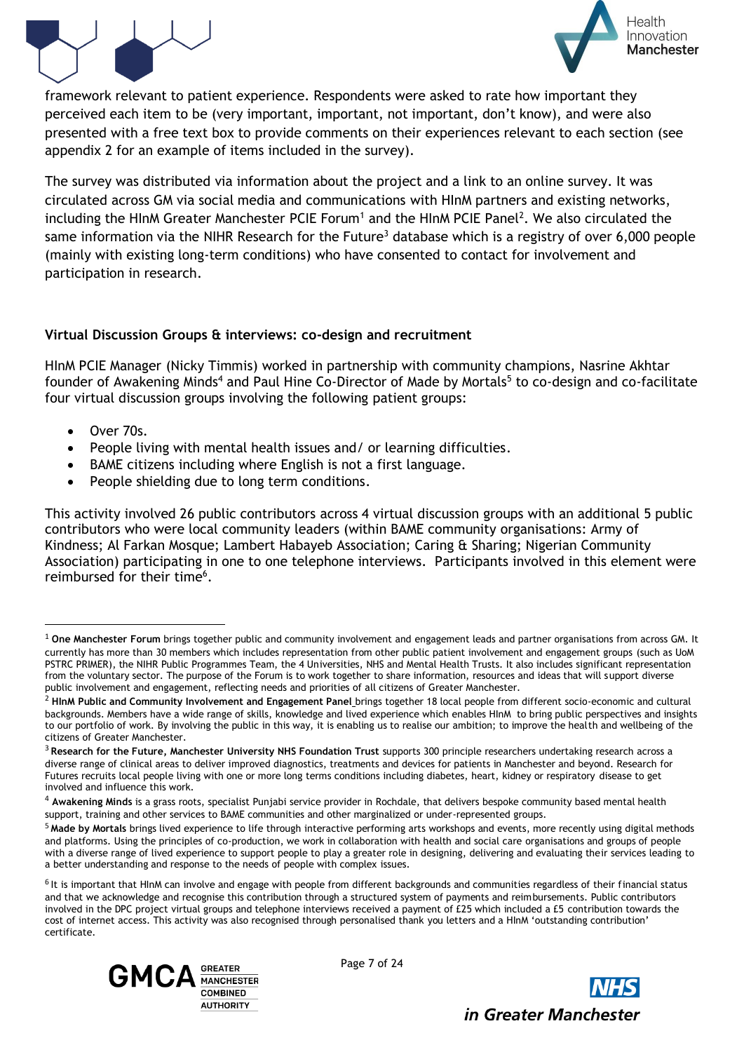framework relevant to patient experience. Respondents were asked to rate how important they perceived each item to be (very important, important, not important, don't know), and were also presented with a free text box to provide comments on their experiences relevant to each section (see appendix 2 for an example of items included in the survey).

The survey was distributed via information about the project and a link to an online survey. It was circulated across GM via social media and communications with HInM partners and existing networks, including the HInM Greater Manchester PCIE Forum[1] and the HInM PCIE Panel[2]. We also circulated the same information via the NIHR Research for the Future[3] database which is a registry of over 6,000 people (mainly with existing long-term conditions) who have consented to contact for involvement and participation in research.

**Virtual Discussion Groups & interviews: co-design and recruitment**

HInM PCIE Manager (Nicky Timmis) worked in partnership with community champions, Nasrine Akhtar founder of Awakening Minds[4] and Paul Hine Co-Director of Made by Mortals[5] to co-design and co-facilitate four virtual discussion groups involving the following patient groups:

- Over 70s.
- People living with mental health issues and/ or learning difficulties.
- BAME citizens including where English is not a first language.
- People shielding due to long term conditions.

This activity involved 26 public contributors across 4 virtual discussion groups with an additional 5 public contributors who were local community leaders (within BAME community organisations: Army of Kindness; Al Farkan Mosque; Lambert Habayeb Association; Caring & Sharing; Nigerian Community Association) participating in one to one telephone interviews. Participants involved in this element were reimbursed for their time[6].

---

[1] **One Manchester Forum** brings together public and community involvement and engagement leads and partner organisations from across GM. It currently has more than 30 members which includes representation from other public patient involvement and engagement groups (such as UoM PSTRC PRIMER), the NIHR Public Programmes Team, the 4 Universities, NHS and Mental Health Trusts. It also includes significant representation from the voluntary sector. The purpose of the Forum is to work together to share information, resources and ideas that will support diverse public involvement and engagement, reflecting needs and priorities of all citizens of Greater Manchester.

[2] **HInM Public and Community Involvement and Engagement Panel** brings together 18 local people from different socio-economic and cultural backgrounds. Members have a wide range of skills, knowledge and lived experience which enables HInM to bring public perspectives and insights to our portfolio of work. By involving the public in this way, it is enabling us to realise our ambition; to improve the health and wellbeing of the citizens of Greater Manchester.

[3] **Research for the Future, Manchester University NHS Foundation Trust** supports 300 principle researchers undertaking research across a diverse range of clinical areas to deliver improved diagnostics, treatments and devices for patients in Manchester and beyond. Research for Futures recruits local people living with one or more long terms conditions including diabetes, heart, kidney or respiratory disease to get involved and influence this work.

[4] **Awakening Minds** is a grass roots, specialist Punjabi service provider in Rochdale, that delivers bespoke community based mental health support, training and other services to BAME communities and other marginalized or under-represented groups.

[5] **Made by Mortals** brings lived experience to life through interactive performing arts workshops and events, more recently using digital methods and platforms. Using the principles of co-production, we work in collaboration with health and social care organisations and groups of people with a diverse range of lived experience to support people to play a greater role in designing, delivering and evaluating their services leading to a better understanding and response to the needs of people with complex issues.

[6] It is important that HInM can involve and engage with people from different backgrounds and communities regardless of their financial status and that we acknowledge and recognise this contribution through a structured system of payments and reimbursements. Public contributors involved in the DPC project virtual groups and telephone interviews received a payment of £25 which included a £5 contribution towards the cost of internet access. This activity was also recognised through personalised thank you letters and a HInM 'outstanding contribution' certificate.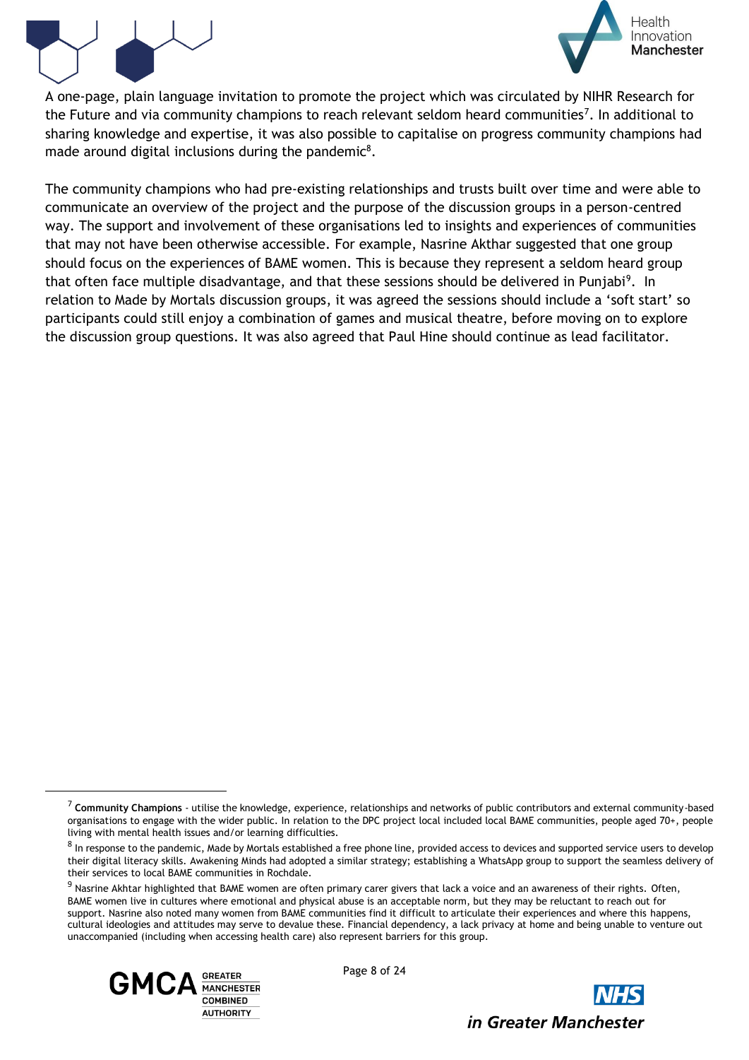A one-page, plain language invitation to promote the project which was circulated by NIHR Research for the Future and via community champions to reach relevant seldom heard communities[7]. In additional to sharing knowledge and expertise, it was also possible to capitalise on progress community champions had made around digital inclusions during the pandemic[8].

The community champions who had pre-existing relationships and trusts built over time and were able to communicate an overview of the project and the purpose of the discussion groups in a person-centred way. The support and involvement of these organisations led to insights and experiences of communities that may not have been otherwise accessible. For example, Nasrine Akhtar suggested that one group should focus on the experiences of BAME women. This is because they represent a seldom heard group that often face multiple disadvantage, and that these sessions should be delivered in Punjabi[9]. In relation to Made by Mortals discussion groups, it was agreed the sessions should include a 'soft start' so participants could still enjoy a combination of games and musical theatre, before moving on to explore the discussion group questions. It was also agreed that Paul Hine should continue as lead facilitator.

---

[7] **Community Champions** - utilise the knowledge, experience, relationships and networks of public contributors and external community-based organisations to engage with the wider public. In relation to the DPC project local included local BAME communities, people aged 70+, people living with mental health issues and/or learning difficulties.

[8] In response to the pandemic, Made by Mortals established a free phone line, provided access to devices and supported service users to develop their digital literacy skills. Awakening Minds had adopted a similar strategy; establishing a WhatsApp group to support the seamless delivery of their services to local BAME communities in Rochdale.

[9] Nasrine Akhtar highlighted that BAME women are often primary carer givers that lack a voice and an awareness of their rights. Often, BAME women live in cultures where emotional and physical abuse is an acceptable norm, but they may be reluctant to reach out for support. Nasrine also noted many women from BAME communities find it difficult to articulate their experiences and where this happens, cultural ideologies and attitudes may serve to devalue these. Financial dependency, a lack privacy at home and being unable to venture out unaccompanied (including when accessing health care) also represent barriers for this group.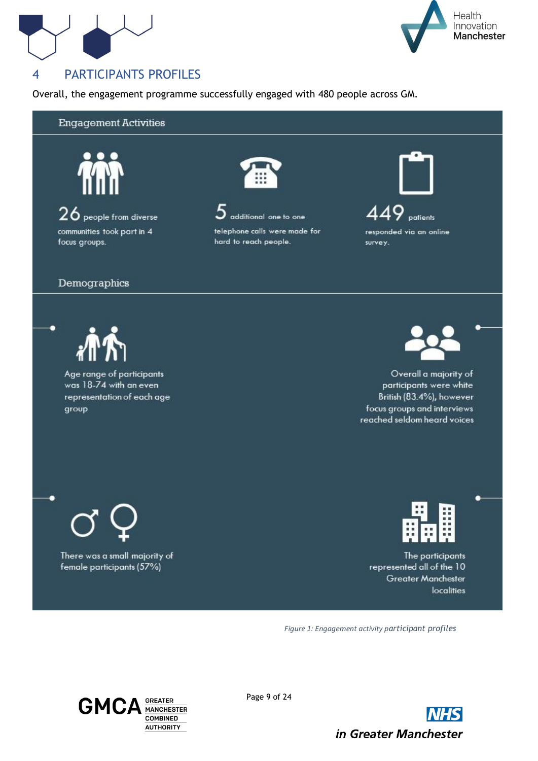# 4 PARTICIPANTS PROFILES

Overall, the engagement programme successfully engaged with 480 people across GM.

## Engagement Activities

**26** people from diverse communities took part in 4 focus groups.

**5** additional one to one telephone calls were made for hard to reach people.

**449** patients responded via an online survey.

## Demographics

Age range of participants was 18-74 with an even representation of each age group

Overall a majority of participants were white British (83.4%), however focus groups and interviews reached seldom heard voices

There was a small majority of female participants (57%)

The participants represented all of the 10 Greater Manchester localities

*Figure 1: Engagement activity participant profiles*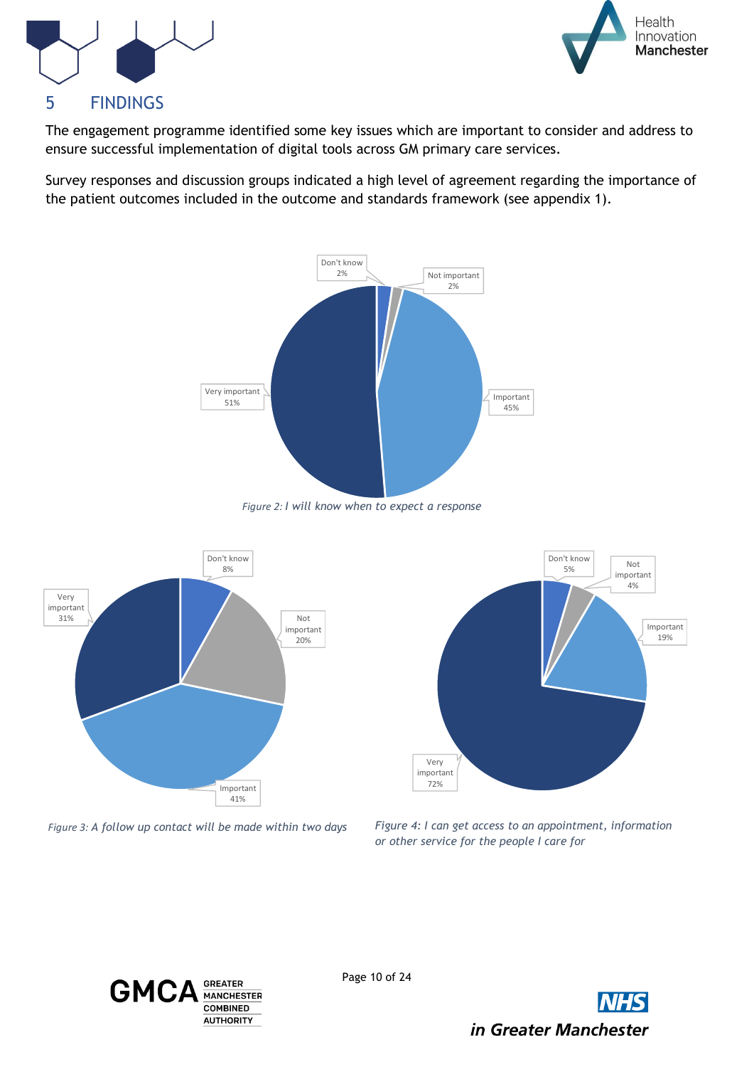## 5 FINDINGS

The engagement programme identified some key issues which are important to consider and address to ensure successful implementation of digital tools across GM primary care services.

Survey responses and discussion groups indicated a high level of agreement regarding the importance of the patient outcomes included in the outcome and standards framework (see appendix 1).

*Figure 2: I will know when to expect a response*

*Figure 3: A follow up contact will be made within two days*

*Figure 4: I can get access to an appointment, information or other service for the people I care for*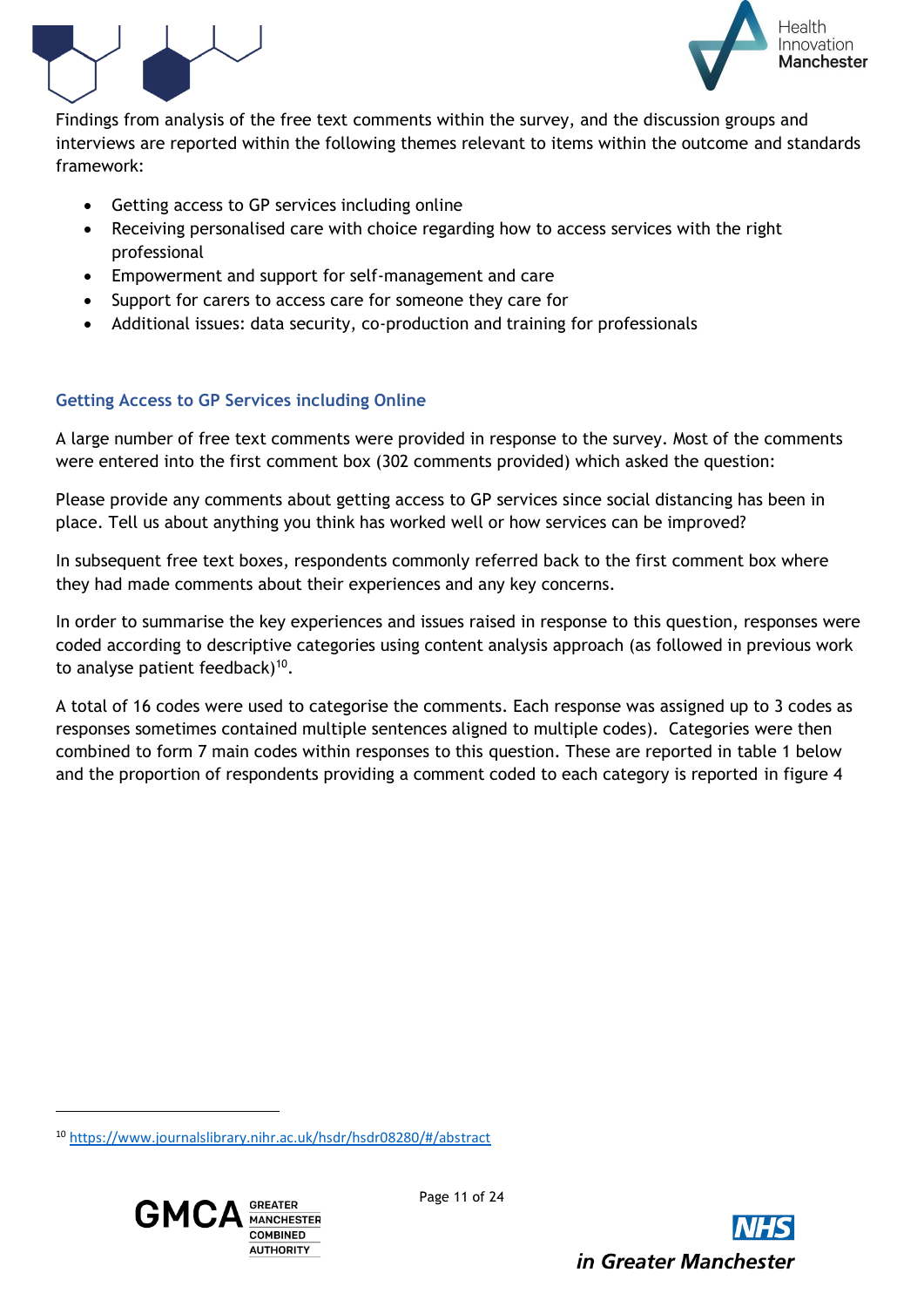Findings from analysis of the free text comments within the survey, and the discussion groups and interviews are reported within the following themes relevant to items within the outcome and standards framework:

- Getting access to GP services including online
- Receiving personalised care with choice regarding how to access services with the right professional
- Empowerment and support for self-management and care
- Support for carers to access care for someone they care for
- Additional issues: data security, co-production and training for professionals

## Getting Access to GP Services including Online

A large number of free text comments were provided in response to the survey. Most of the comments were entered into the first comment box (302 comments provided) which asked the question:

Please provide any comments about getting access to GP services since social distancing has been in place. Tell us about anything you think has worked well or how services can be improved?

In subsequent free text boxes, respondents commonly referred back to the first comment box where they had made comments about their experiences and any key concerns.

In order to summarise the key experiences and issues raised in response to this question, responses were coded according to descriptive categories using content analysis approach (as followed in previous work to analyse patient feedback)[10].

A total of 16 codes were used to categorise the comments. Each response was assigned up to 3 codes as responses sometimes contained multiple sentences aligned to multiple codes). Categories were then combined to form 7 main codes within responses to this question. These are reported in table 1 below and the proportion of respondents providing a comment coded to each category is reported in figure 4

[10] https://www.journalslibrary.nihr.ac.uk/hsdr/hsdr08280/#/abstract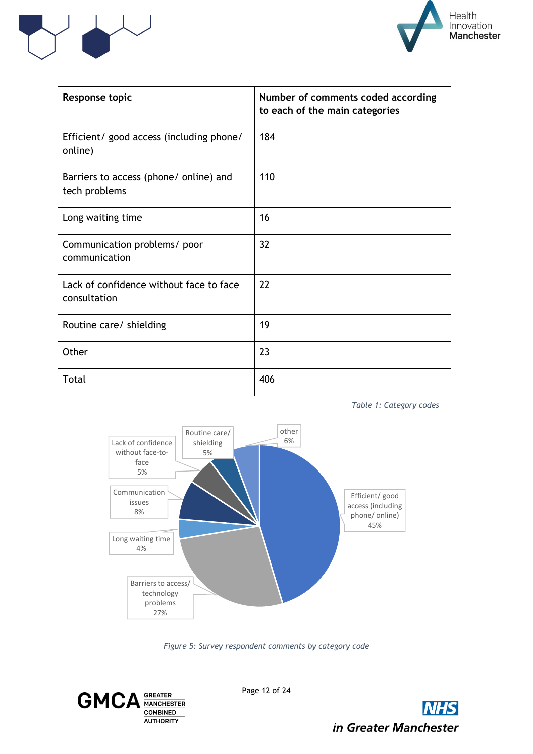| Response topic | Number of comments coded according to each of the main categories |
| --- | --- |
| Efficient/ good access (including phone/ online) | 184 |
| Barriers to access (phone/ online) and tech problems | 110 |
| Long waiting time | 16 |
| Communication problems/ poor communication | 32 |
| Lack of confidence without face to face consultation | 22 |
| Routine care/ shielding | 19 |
| Other | 23 |
| Total | 406 |

*Table 1: Category codes*

*Figure 5: Survey respondent comments by category code*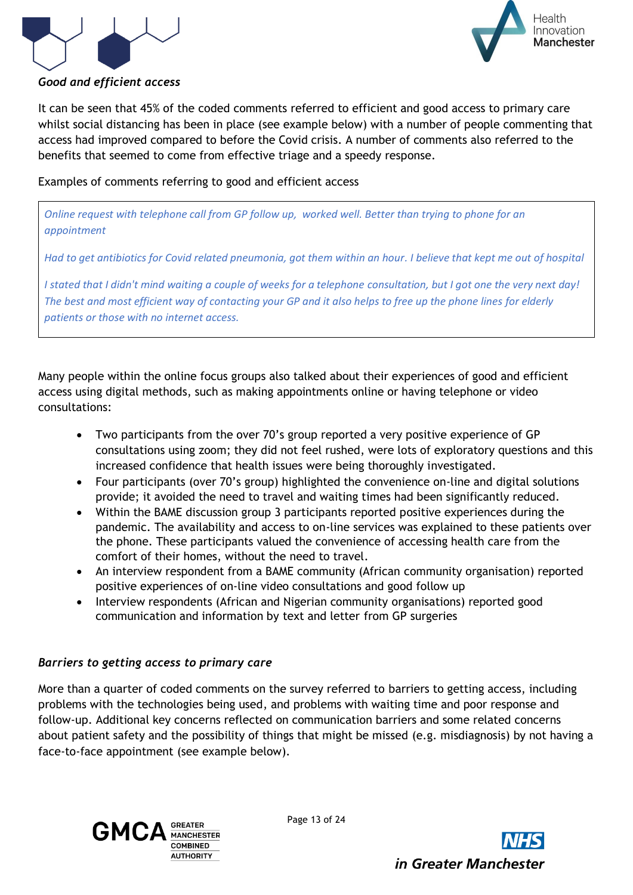*Good and efficient access*

It can be seen that 45% of the coded comments referred to efficient and good access to primary care whilst social distancing has been in place (see example below) with a number of people commenting that access had improved compared to before the Covid crisis. A number of comments also referred to the benefits that seemed to come from effective triage and a speedy response.

Examples of comments referring to good and efficient access

> *Online request with telephone call from GP follow up, worked well. Better than trying to phone for an appointment*
>
> *Had to get antibiotics for Covid related pneumonia, got them within an hour. I believe that kept me out of hospital*
>
> *I stated that I didn't mind waiting a couple of weeks for a telephone consultation, but I got one the very next day! The best and most efficient way of contacting your GP and it also helps to free up the phone lines for elderly patients or those with no internet access.*

Many people within the online focus groups also talked about their experiences of good and efficient access using digital methods, such as making appointments online or having telephone or video consultations:

- Two participants from the over 70's group reported a very positive experience of GP consultations using zoom; they did not feel rushed, were lots of exploratory questions and this increased confidence that health issues were being thoroughly investigated.
- Four participants (over 70's group) highlighted the convenience on-line and digital solutions provide; it avoided the need to travel and waiting times had been significantly reduced.
- Within the BAME discussion group 3 participants reported positive experiences during the pandemic. The availability and access to on-line services was explained to these patients over the phone. These participants valued the convenience of accessing health care from the comfort of their homes, without the need to travel.
- An interview respondent from a BAME community (African community organisation) reported positive experiences of on-line video consultations and good follow up
- Interview respondents (African and Nigerian community organisations) reported good communication and information by text and letter from GP surgeries

*Barriers to getting access to primary care*

More than a quarter of coded comments on the survey referred to barriers to getting access, including problems with the technologies being used, and problems with waiting time and poor response and follow-up. Additional key concerns reflected on communication barriers and some related concerns about patient safety and the possibility of things that might be missed (e.g. misdiagnosis) by not having a face-to-face appointment (see example below).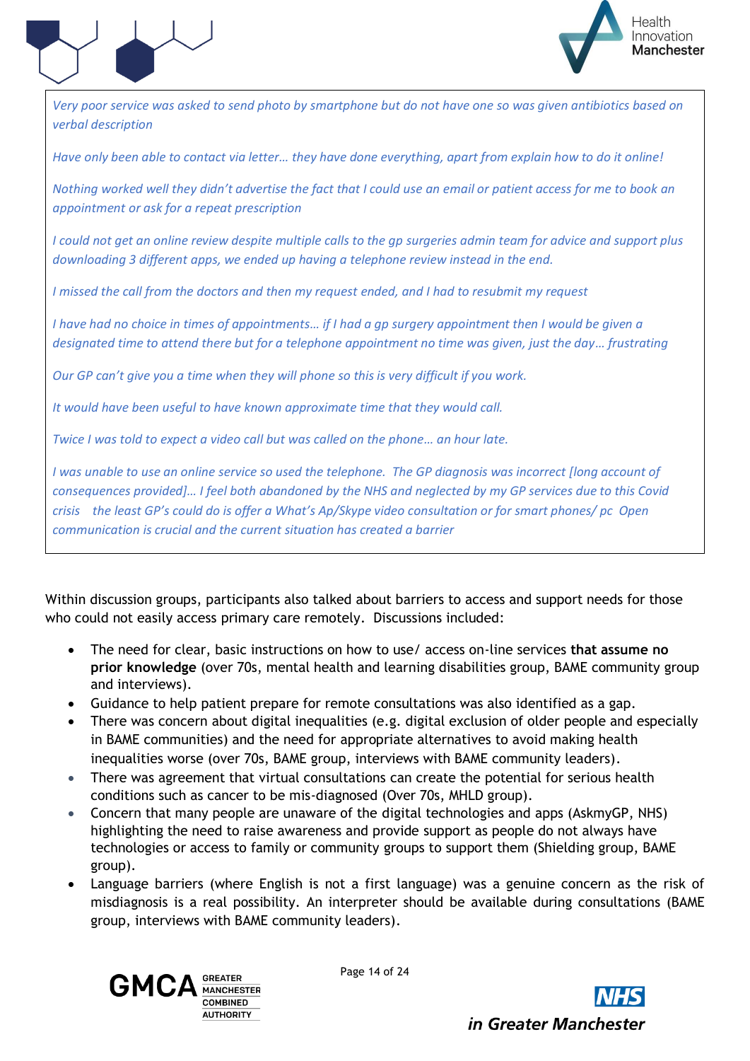*Very poor service was asked to send photo by smartphone but do not have one so was given antibiotics based on verbal description*

*Have only been able to contact via letter… they have done everything, apart from explain how to do it online!*

*Nothing worked well they didn't advertise the fact that I could use an email or patient access for me to book an appointment or ask for a repeat prescription*

*I could not get an online review despite multiple calls to the gp surgeries admin team for advice and support plus downloading 3 different apps, we ended up having a telephone review instead in the end.*

*I missed the call from the doctors and then my request ended, and I had to resubmit my request*

*I have had no choice in times of appointments… if I had a gp surgery appointment then I would be given a designated time to attend there but for a telephone appointment no time was given, just the day… frustrating*

*Our GP can't give you a time when they will phone so this is very difficult if you work.*

*It would have been useful to have known approximate time that they would call.*

*Twice I was told to expect a video call but was called on the phone… an hour late.*

*I was unable to use an online service so used the telephone. The GP diagnosis was incorrect [long account of consequences provided]… I feel both abandoned by the NHS and neglected by my GP services due to this Covid crisis the least GP's could do is offer a What's Ap/Skype video consultation or for smart phones/ pc Open communication is crucial and the current situation has created a barrier*

Within discussion groups, participants also talked about barriers to access and support needs for those who could not easily access primary care remotely. Discussions included:

- The need for clear, basic instructions on how to use/ access on-line services **that assume no prior knowledge** (over 70s, mental health and learning disabilities group, BAME community group and interviews).
- Guidance to help patient prepare for remote consultations was also identified as a gap.
- There was concern about digital inequalities (e.g. digital exclusion of older people and especially in BAME communities) and the need for appropriate alternatives to avoid making health inequalities worse (over 70s, BAME group, interviews with BAME community leaders).
- There was agreement that virtual consultations can create the potential for serious health conditions such as cancer to be mis-diagnosed (Over 70s, MHLD group).
- Concern that many people are unaware of the digital technologies and apps (AskmyGP, NHS) highlighting the need to raise awareness and provide support as people do not always have technologies or access to family or community groups to support them (Shielding group, BAME group).
- Language barriers (where English is not a first language) was a genuine concern as the risk of misdiagnosis is a real possibility. An interpreter should be available during consultations (BAME group, interviews with BAME community leaders).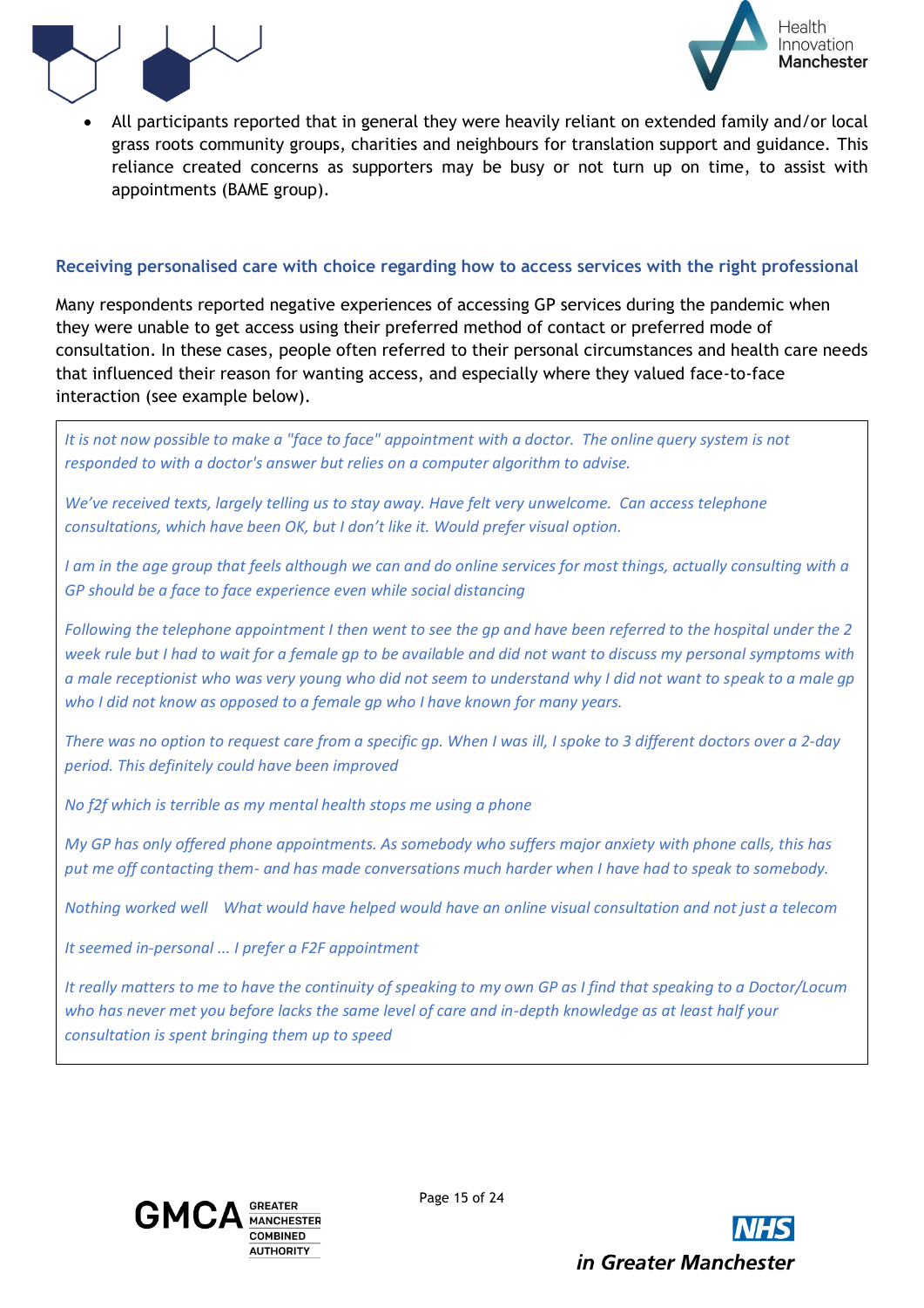- All participants reported that in general they were heavily reliant on extended family and/or local grass roots community groups, charities and neighbours for translation support and guidance. This reliance created concerns as supporters may be busy or not turn up on time, to assist with appointments (BAME group).

### Receiving personalised care with choice regarding how to access services with the right professional

Many respondents reported negative experiences of accessing GP services during the pandemic when they were unable to get access using their preferred method of contact or preferred mode of consultation. In these cases, people often referred to their personal circumstances and health care needs that influenced their reason for wanting access, and especially where they valued face-to-face interaction (see example below).

> *It is not now possible to make a "face to face" appointment with a doctor. The online query system is not responded to with a doctor's answer but relies on a computer algorithm to advise.*
>
> *We've received texts, largely telling us to stay away. Have felt very unwelcome. Can access telephone consultations, which have been OK, but I don't like it. Would prefer visual option.*
>
> *I am in the age group that feels although we can and do online services for most things, actually consulting with a GP should be a face to face experience even while social distancing*
>
> *Following the telephone appointment I then went to see the gp and have been referred to the hospital under the 2 week rule but I had to wait for a female gp to be available and did not want to discuss my personal symptoms with a male receptionist who was very young who did not seem to understand why I did not want to speak to a male gp who I did not know as opposed to a female gp who I have known for many years.*
>
> *There was no option to request care from a specific gp. When I was ill, I spoke to 3 different doctors over a 2-day period. This definitely could have been improved*
>
> *No f2f which is terrible as my mental health stops me using a phone*
>
> *My GP has only offered phone appointments. As somebody who suffers major anxiety with phone calls, this has put me off contacting them- and has made conversations much harder when I have had to speak to somebody.*
>
> *Nothing worked well   What would have helped would have an online visual consultation and not just a telecom*
>
> *It seemed in-personal ... I prefer a F2F appointment*
>
> *It really matters to me to have the continuity of speaking to my own GP as I find that speaking to a Doctor/Locum who has never met you before lacks the same level of care and in-depth knowledge as at least half your consultation is spent bringing them up to speed*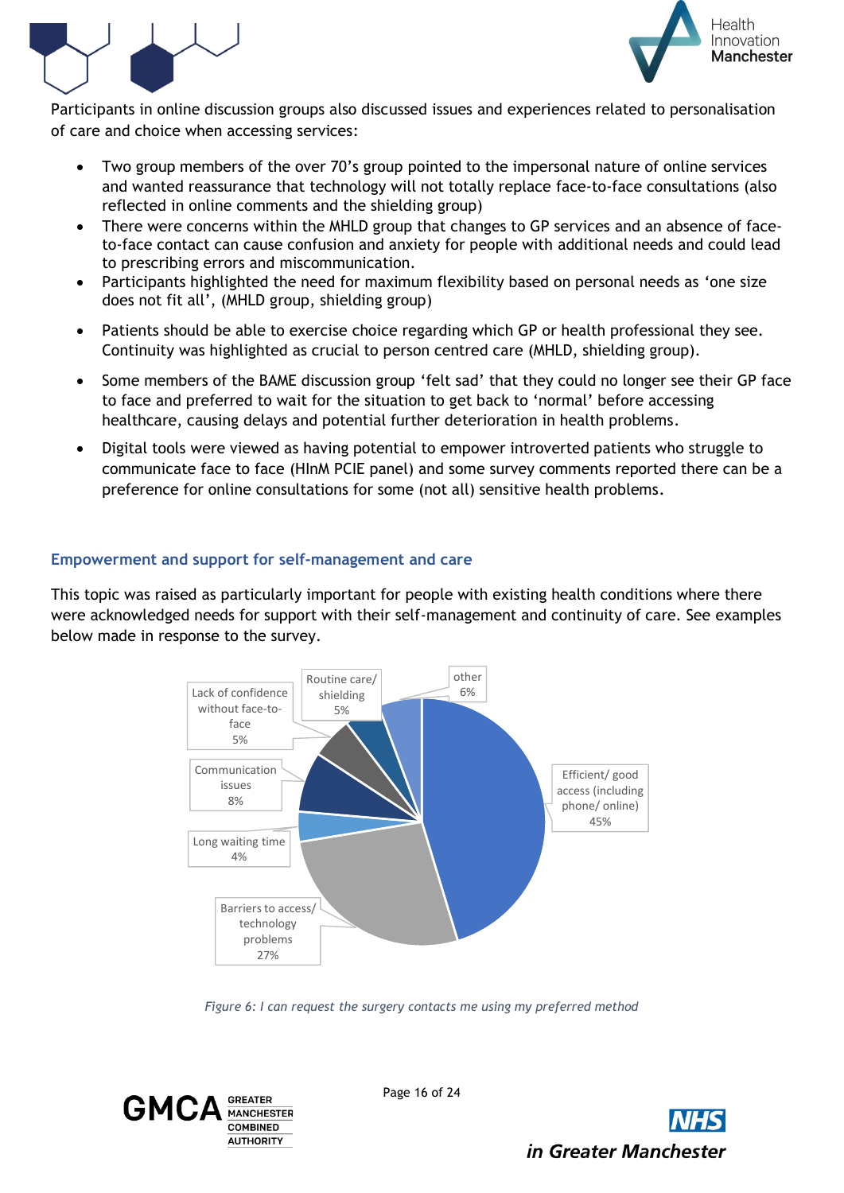Participants in online discussion groups also discussed issues and experiences related to personalisation of care and choice when accessing services:

- Two group members of the over 70's group pointed to the impersonal nature of online services and wanted reassurance that technology will not totally replace face-to-face consultations (also reflected in online comments and the shielding group)
- There were concerns within the MHLD group that changes to GP services and an absence of face-to-face contact can cause confusion and anxiety for people with additional needs and could lead to prescribing errors and miscommunication.
- Participants highlighted the need for maximum flexibility based on personal needs as 'one size does not fit all', (MHLD group, shielding group)
- Patients should be able to exercise choice regarding which GP or health professional they see. Continuity was highlighted as crucial to person centred care (MHLD, shielding group).
- Some members of the BAME discussion group 'felt sad' that they could no longer see their GP face to face and preferred to wait for the situation to get back to 'normal' before accessing healthcare, causing delays and potential further deterioration in health problems.
- Digital tools were viewed as having potential to empower introverted patients who struggle to communicate face to face (HInM PCIE panel) and some survey comments reported there can be a preference for online consultations for some (not all) sensitive health problems.

### Empowerment and support for self-management and care

This topic was raised as particularly important for people with existing health conditions where there were acknowledged needs for support with their self-management and continuity of care. See examples below made in response to the survey.

| Category | Percentage |
|---|---|
| Efficient/ good access (including phone/ online) | 45% |
| Barriers to access/ technology problems | 27% |
| Long waiting time | 4% |
| Communication issues | 8% |
| Lack of confidence without face-to-face | 5% |
| Routine care/ shielding | 5% |
| other | 6% |

*Figure 6: I can request the surgery contacts me using my preferred method*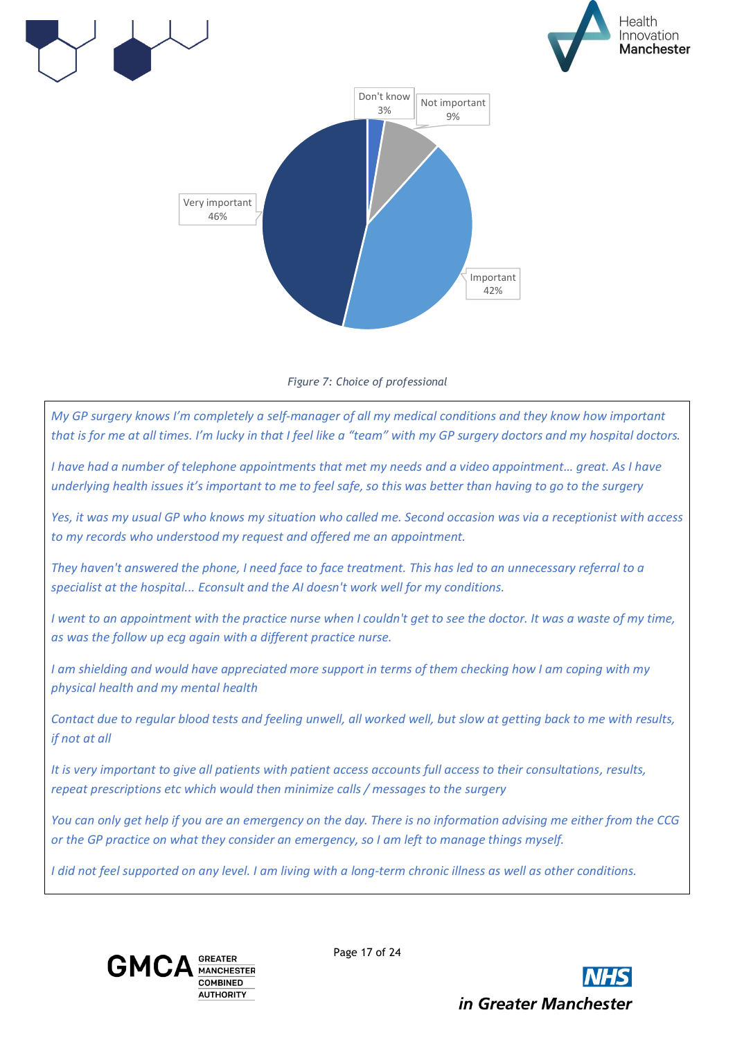Don't know 3%

Not important 9%

Very important 46%

Important 42%

*Figure 7: Choice of professional*

*My GP surgery knows I'm completely a self-manager of all my medical conditions and they know how important that is for me at all times. I'm lucky in that I feel like a "team" with my GP surgery doctors and my hospital doctors.*

*I have had a number of telephone appointments that met my needs and a video appointment… great. As I have underlying health issues it's important to me to feel safe, so this was better than having to go to the surgery*

*Yes, it was my usual GP who knows my situation who called me. Second occasion was via a receptionist with access to my records who understood my request and offered me an appointment.*

*They haven't answered the phone, I need face to face treatment. This has led to an unnecessary referral to a specialist at the hospital... Econsult and the AI doesn't work well for my conditions.*

*I went to an appointment with the practice nurse when I couldn't get to see the doctor. It was a waste of my time, as was the follow up ecg again with a different practice nurse.*

*I am shielding and would have appreciated more support in terms of them checking how I am coping with my physical health and my mental health*

*Contact due to regular blood tests and feeling unwell, all worked well, but slow at getting back to me with results, if not at all*

*It is very important to give all patients with patient access accounts full access to their consultations, results, repeat prescriptions etc which would then minimize calls / messages to the surgery*

*You can only get help if you are an emergency on the day. There is no information advising me either from the CCG or the GP practice on what they consider an emergency, so I am left to manage things myself.*

*I did not feel supported on any level. I am living with a long-term chronic illness as well as other conditions.*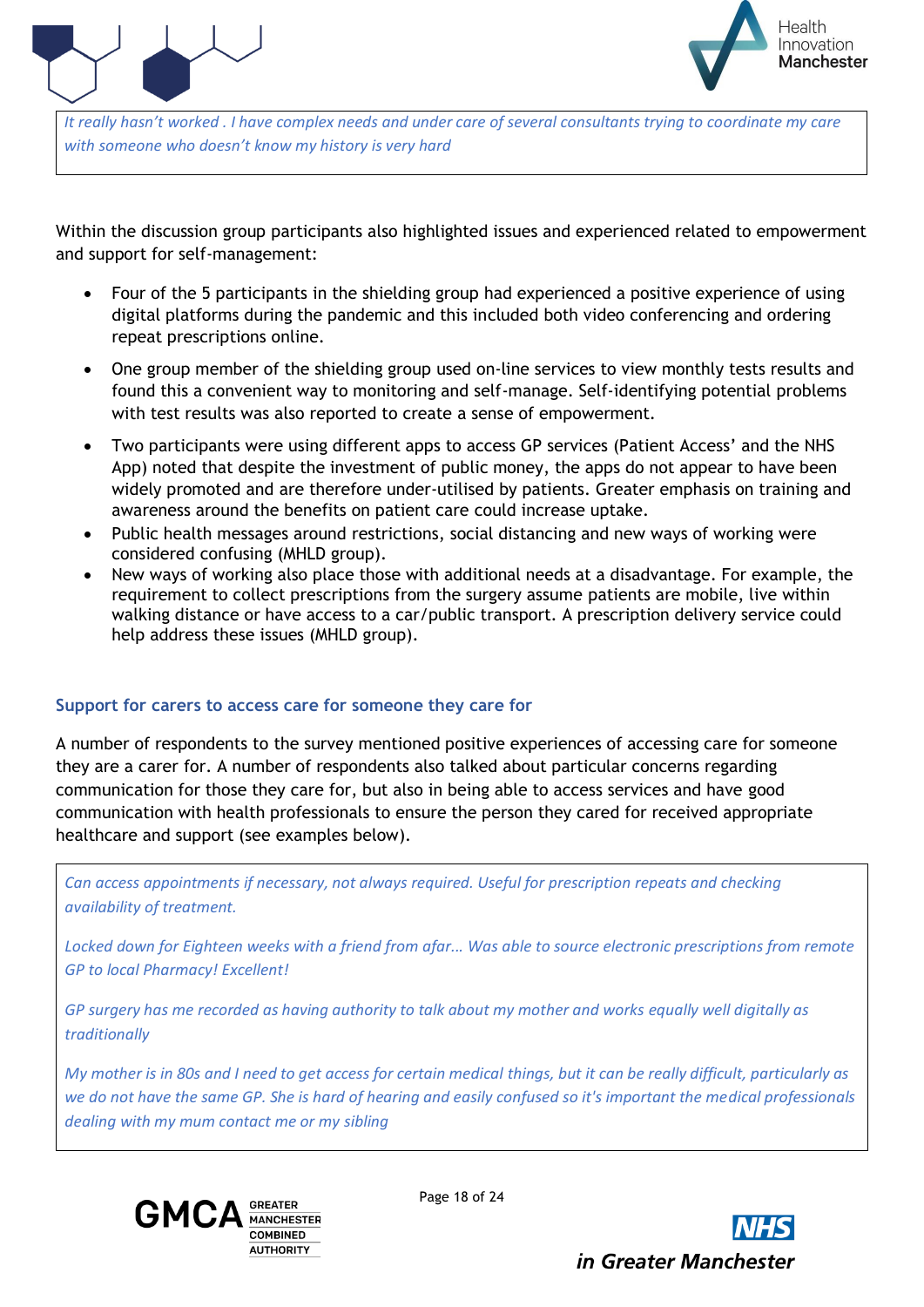*It really hasn't worked . I have complex needs and under care of several consultants trying to coordinate my care with someone who doesn't know my history is very hard*

Within the discussion group participants also highlighted issues and experienced related to empowerment and support for self-management:

- Four of the 5 participants in the shielding group had experienced a positive experience of using digital platforms during the pandemic and this included both video conferencing and ordering repeat prescriptions online.
- One group member of the shielding group used on-line services to view monthly tests results and found this a convenient way to monitoring and self-manage. Self-identifying potential problems with test results was also reported to create a sense of empowerment.
- Two participants were using different apps to access GP services (Patient Access' and the NHS App) noted that despite the investment of public money, the apps do not appear to have been widely promoted and are therefore under-utilised by patients. Greater emphasis on training and awareness around the benefits on patient care could increase uptake.
- Public health messages around restrictions, social distancing and new ways of working were considered confusing (MHLD group).
- New ways of working also place those with additional needs at a disadvantage. For example, the requirement to collect prescriptions from the surgery assume patients are mobile, live within walking distance or have access to a car/public transport. A prescription delivery service could help address these issues (MHLD group).

### Support for carers to access care for someone they care for

A number of respondents to the survey mentioned positive experiences of accessing care for someone they are a carer for. A number of respondents also talked about particular concerns regarding communication for those they care for, but also in being able to access services and have good communication with health professionals to ensure the person they cared for received appropriate healthcare and support (see examples below).

*Can access appointments if necessary, not always required. Useful for prescription repeats and checking availability of treatment.*

*Locked down for Eighteen weeks with a friend from afar... Was able to source electronic prescriptions from remote GP to local Pharmacy! Excellent!*

*GP surgery has me recorded as having authority to talk about my mother and works equally well digitally as traditionally*

*My mother is in 80s and I need to get access for certain medical things, but it can be really difficult, particularly as we do not have the same GP. She is hard of hearing and easily confused so it's important the medical professionals dealing with my mum contact me or my sibling*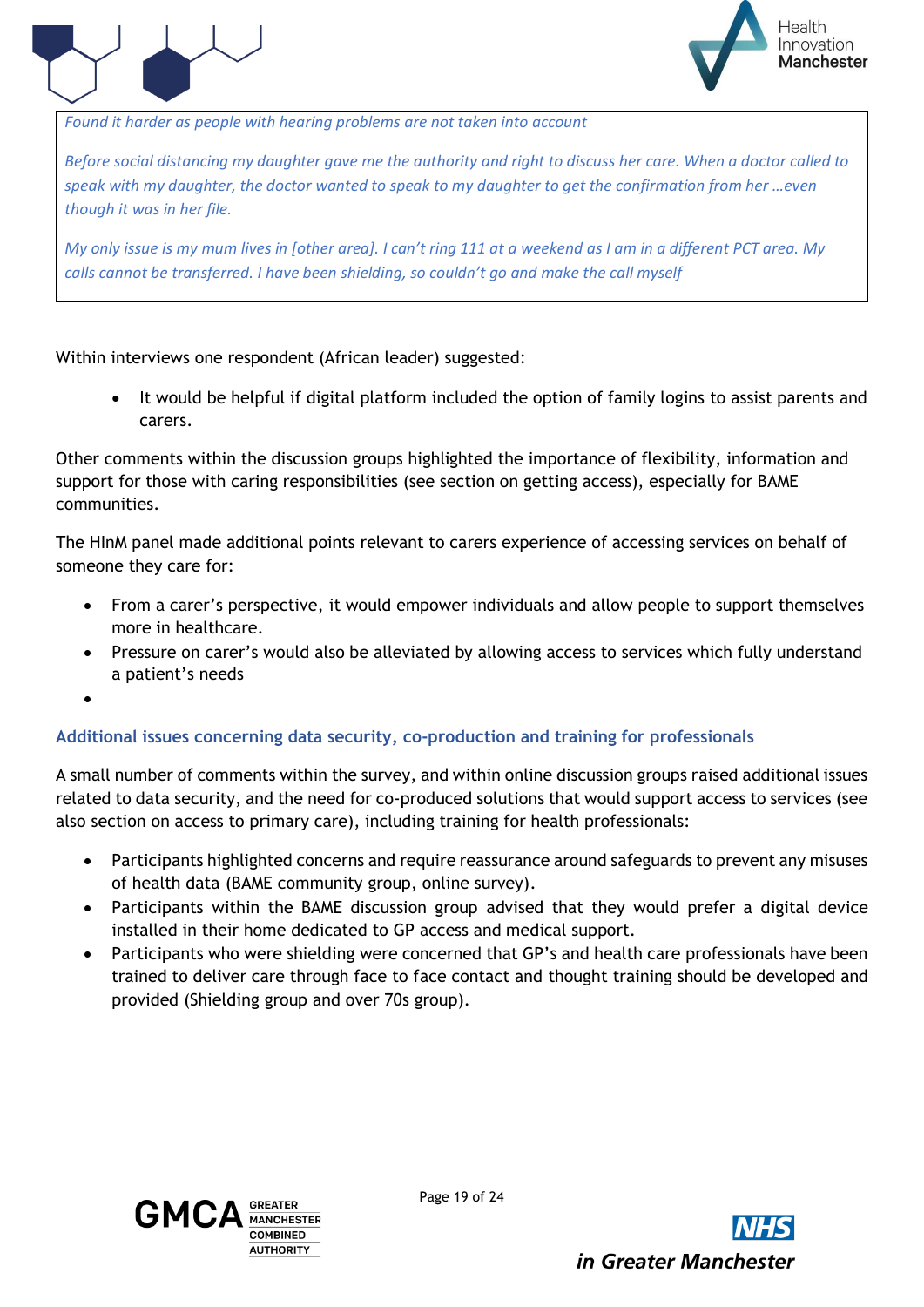*Found it harder as people with hearing problems are not taken into account*

*Before social distancing my daughter gave me the authority and right to discuss her care. When a doctor called to speak with my daughter, the doctor wanted to speak to my daughter to get the confirmation from her …even though it was in her file.*

*My only issue is my mum lives in [other area]. I can't ring 111 at a weekend as I am in a different PCT area. My calls cannot be transferred. I have been shielding, so couldn't go and make the call myself*

Within interviews one respondent (African leader) suggested:

- It would be helpful if digital platform included the option of family logins to assist parents and carers.

Other comments within the discussion groups highlighted the importance of flexibility, information and support for those with caring responsibilities (see section on getting access), especially for BAME communities.

The HInM panel made additional points relevant to carers experience of accessing services on behalf of someone they care for:

- From a carer's perspective, it would empower individuals and allow people to support themselves more in healthcare.
- Pressure on carer's would also be alleviated by allowing access to services which fully understand a patient's needs

### Additional issues concerning data security, co-production and training for professionals

A small number of comments within the survey, and within online discussion groups raised additional issues related to data security, and the need for co-produced solutions that would support access to services (see also section on access to primary care), including training for health professionals:

- Participants highlighted concerns and require reassurance around safeguards to prevent any misuses of health data (BAME community group, online survey).
- Participants within the BAME discussion group advised that they would prefer a digital device installed in their home dedicated to GP access and medical support.
- Participants who were shielding were concerned that GP's and health care professionals have been trained to deliver care through face to face contact and thought training should be developed and provided (Shielding group and over 70s group).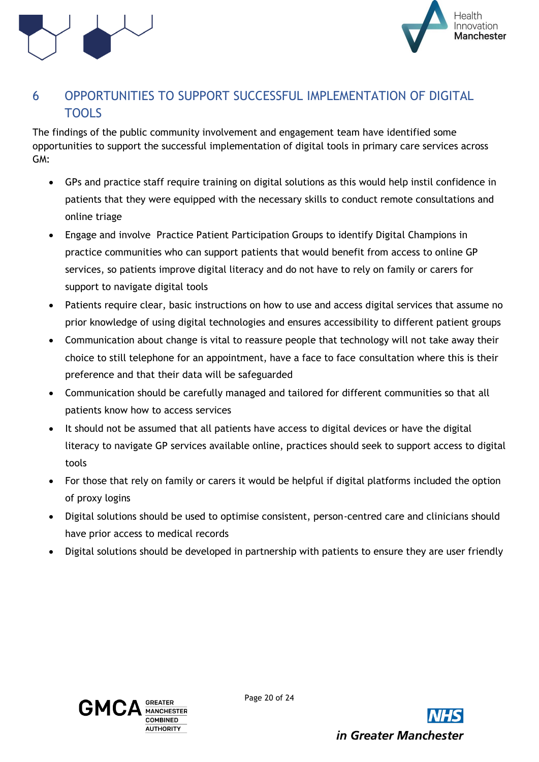# 6 OPPORTUNITIES TO SUPPORT SUCCESSFUL IMPLEMENTATION OF DIGITAL TOOLS

The findings of the public community involvement and engagement team have identified some opportunities to support the successful implementation of digital tools in primary care services across GM:

- GPs and practice staff require training on digital solutions as this would help instil confidence in patients that they were equipped with the necessary skills to conduct remote consultations and online triage
- Engage and involve Practice Patient Participation Groups to identify Digital Champions in practice communities who can support patients that would benefit from access to online GP services, so patients improve digital literacy and do not have to rely on family or carers for support to navigate digital tools
- Patients require clear, basic instructions on how to use and access digital services that assume no prior knowledge of using digital technologies and ensures accessibility to different patient groups
- Communication about change is vital to reassure people that technology will not take away their choice to still telephone for an appointment, have a face to face consultation where this is their preference and that their data will be safeguarded
- Communication should be carefully managed and tailored for different communities so that all patients know how to access services
- It should not be assumed that all patients have access to digital devices or have the digital literacy to navigate GP services available online, practices should seek to support access to digital tools
- For those that rely on family or carers it would be helpful if digital platforms included the option of proxy logins
- Digital solutions should be used to optimise consistent, person-centred care and clinicians should have prior access to medical records
- Digital solutions should be developed in partnership with patients to ensure they are user friendly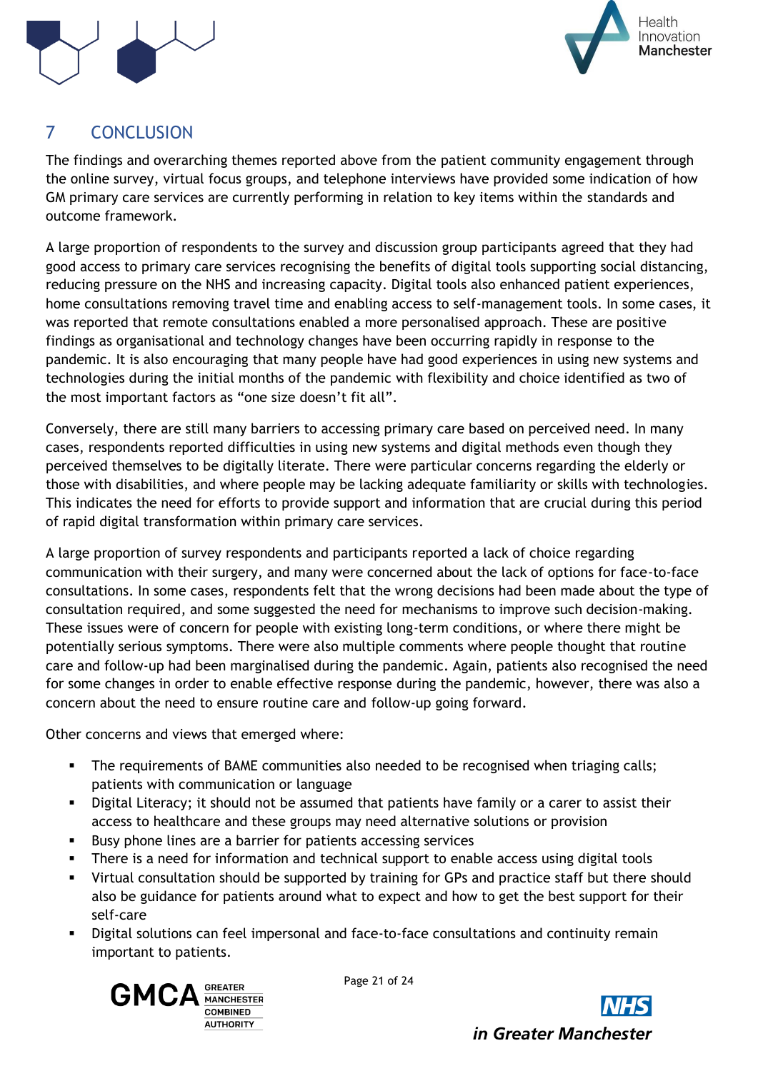# 7 CONCLUSION

The findings and overarching themes reported above from the patient community engagement through the online survey, virtual focus groups, and telephone interviews have provided some indication of how GM primary care services are currently performing in relation to key items within the standards and outcome framework.

A large proportion of respondents to the survey and discussion group participants agreed that they had good access to primary care services recognising the benefits of digital tools supporting social distancing, reducing pressure on the NHS and increasing capacity. Digital tools also enhanced patient experiences, home consultations removing travel time and enabling access to self-management tools. In some cases, it was reported that remote consultations enabled a more personalised approach. These are positive findings as organisational and technology changes have been occurring rapidly in response to the pandemic. It is also encouraging that many people have had good experiences in using new systems and technologies during the initial months of the pandemic with flexibility and choice identified as two of the most important factors as "one size doesn't fit all".

Conversely, there are still many barriers to accessing primary care based on perceived need. In many cases, respondents reported difficulties in using new systems and digital methods even though they perceived themselves to be digitally literate. There were particular concerns regarding the elderly or those with disabilities, and where people may be lacking adequate familiarity or skills with technologies. This indicates the need for efforts to provide support and information that are crucial during this period of rapid digital transformation within primary care services.

A large proportion of survey respondents and participants reported a lack of choice regarding communication with their surgery, and many were concerned about the lack of options for face-to-face consultations. In some cases, respondents felt that the wrong decisions had been made about the type of consultation required, and some suggested the need for mechanisms to improve such decision-making. These issues were of concern for people with existing long-term conditions, or where there might be potentially serious symptoms. There were also multiple comments where people thought that routine care and follow-up had been marginalised during the pandemic. Again, patients also recognised the need for some changes in order to enable effective response during the pandemic, however, there was also a concern about the need to ensure routine care and follow-up going forward.

Other concerns and views that emerged where:

- The requirements of BAME communities also needed to be recognised when triaging calls; patients with communication or language
- Digital Literacy; it should not be assumed that patients have family or a carer to assist their access to healthcare and these groups may need alternative solutions or provision
- Busy phone lines are a barrier for patients accessing services
- There is a need for information and technical support to enable access using digital tools
- Virtual consultation should be supported by training for GPs and practice staff but there should also be guidance for patients around what to expect and how to get the best support for their self-care
- Digital solutions can feel impersonal and face-to-face consultations and continuity remain important to patients.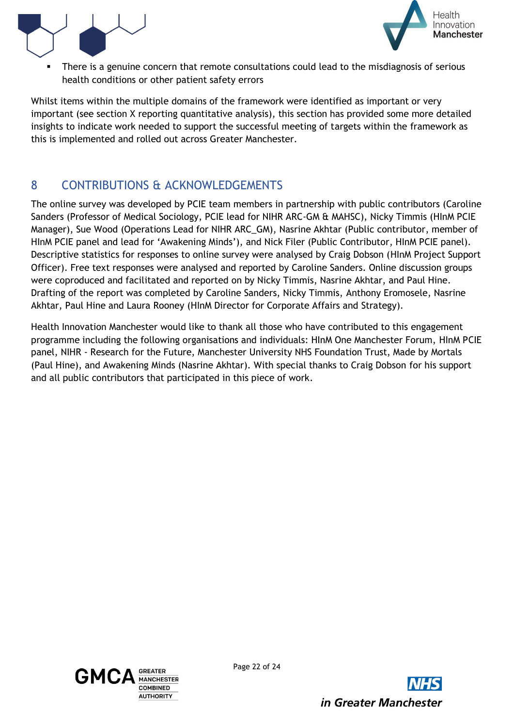- There is a genuine concern that remote consultations could lead to the misdiagnosis of serious health conditions or other patient safety errors

Whilst items within the multiple domains of the framework were identified as important or very important (see section X reporting quantitative analysis), this section has provided some more detailed insights to indicate work needed to support the successful meeting of targets within the framework as this is implemented and rolled out across Greater Manchester.

## 8 CONTRIBUTIONS & ACKNOWLEDGEMENTS

The online survey was developed by PCIE team members in partnership with public contributors (Caroline Sanders (Professor of Medical Sociology, PCIE lead for NIHR ARC-GM & MAHSC), Nicky Timmis (HInM PCIE Manager), Sue Wood (Operations Lead for NIHR ARC_GM), Nasrine Akhtar (Public contributor, member of HInM PCIE panel and lead for 'Awakening Minds'), and Nick Filer (Public Contributor, HInM PCIE panel). Descriptive statistics for responses to online survey were analysed by Craig Dobson (HInM Project Support Officer). Free text responses were analysed and reported by Caroline Sanders. Online discussion groups were coproduced and facilitated and reported on by Nicky Timmis, Nasrine Akhtar, and Paul Hine. Drafting of the report was completed by Caroline Sanders, Nicky Timmis, Anthony Eromosele, Nasrine Akhtar, Paul Hine and Laura Rooney (HInM Director for Corporate Affairs and Strategy).

Health Innovation Manchester would like to thank all those who have contributed to this engagement programme including the following organisations and individuals: HInM One Manchester Forum, HInM PCIE panel, NIHR - Research for the Future, Manchester University NHS Foundation Trust, Made by Mortals (Paul Hine), and Awakening Minds (Nasrine Akhtar). With special thanks to Craig Dobson for his support and all public contributors that participated in this piece of work.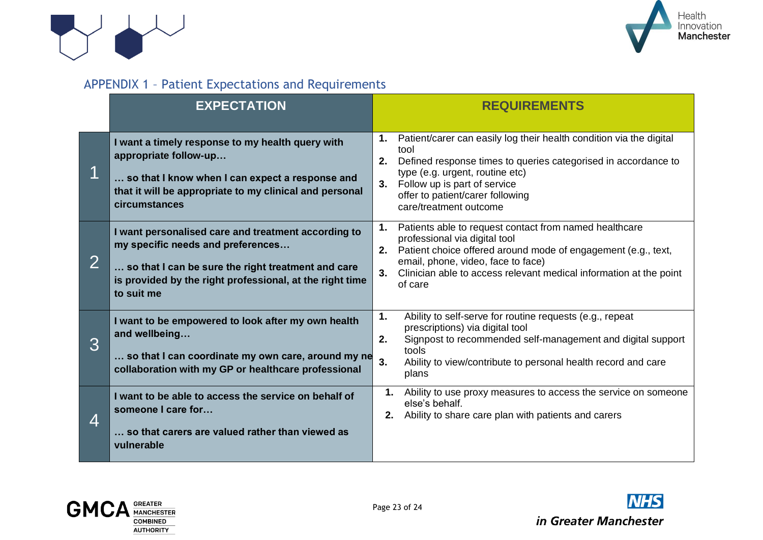## APPENDIX 1 – Patient Expectations and Requirements

| | EXPECTATION | REQUIREMENTS |
|---|---|---|
| 1 | **I want a timely response to my health query with appropriate follow-up…**<br><br>**… so that I know when I can expect a response and that it will be appropriate to my clinical and personal circumstances** | **1.** Patient/carer can easily log their health condition via the digital tool<br>**2.** Defined response times to queries categorised in accordance to type (e.g. urgent, routine etc)<br>**3.** Follow up is part of service offer to patient/carer following care/treatment outcome |
| 2 | **I want personalised care and treatment according to my specific needs and preferences…**<br><br>**… so that I can be sure the right treatment and care is provided by the right professional, at the right time to suit me** | **1.** Patients able to request contact from named healthcare professional via digital tool<br>**2.** Patient choice offered around mode of engagement (e.g., text, email, phone, video, face to face)<br>**3.** Clinician able to access relevant medical information at the point of care |
| 3 | **I want to be empowered to look after my own health and wellbeing…**<br><br>**… so that I can coordinate my own care, around my ne collaboration with my GP or healthcare professional** | **1.** Ability to self-serve for routine requests (e.g., repeat prescriptions) via digital tool<br>**2.** Signpost to recommended self-management and digital support tools<br>**3.** Ability to view/contribute to personal health record and care plans |
| 4 | **I want to be able to access the service on behalf of someone I care for…**<br><br>**… so that carers are valued rather than viewed as vulnerable** | **1.** Ability to use proxy measures to access the service on someone else's behalf.<br>**2.** Ability to share care plan with patients and carers |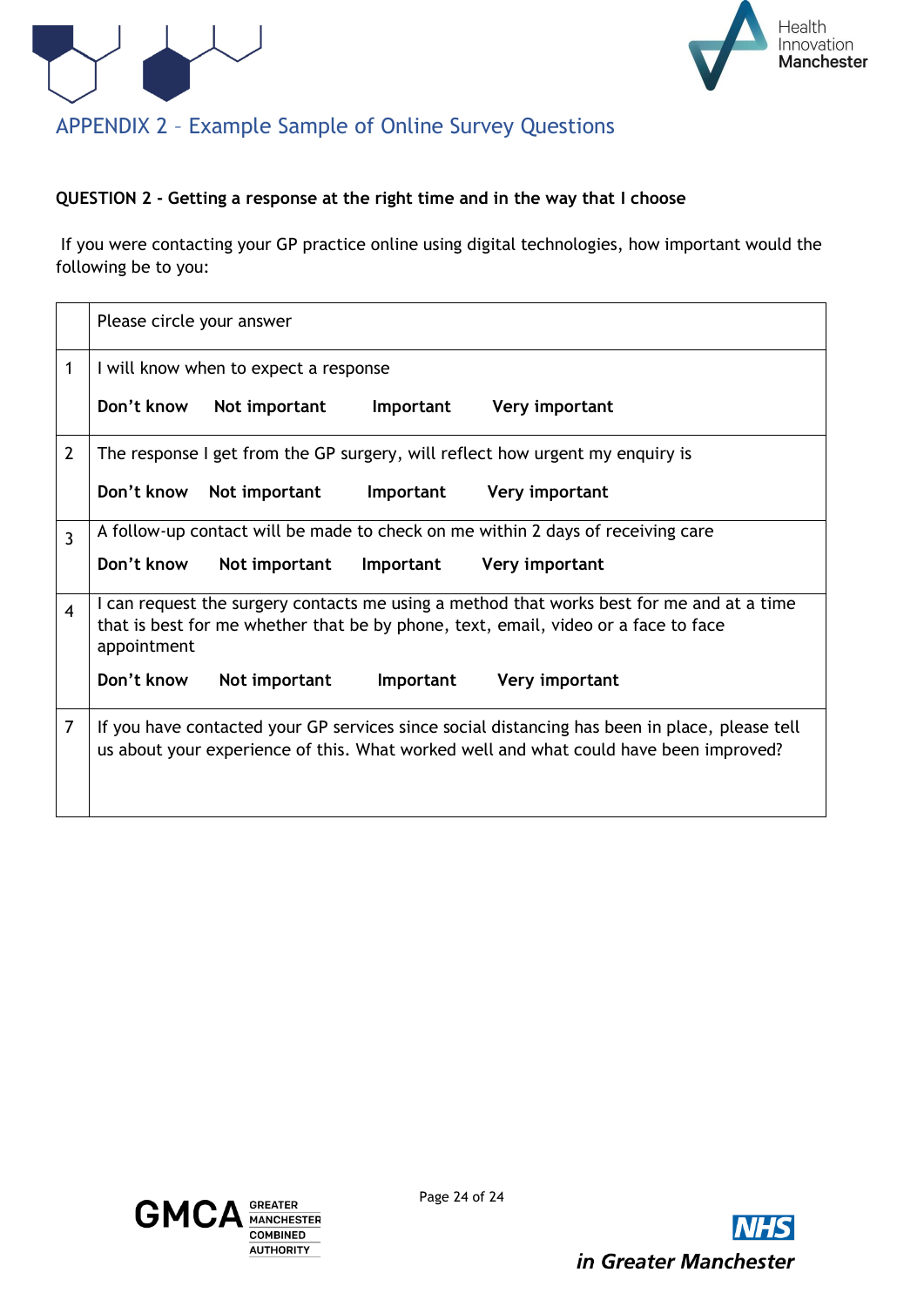## APPENDIX 2 – Example Sample of Online Survey Questions

**QUESTION 2 - Getting a response at the right time and in the way that I choose**

If you were contacting your GP practice online using digital technologies, how important would the following be to you:

| | |
|---|---|
| | Please circle your answer |
| 1 | I will know when to expect a response<br><br>**Don't know Not important Important Very important** |
| 2 | The response I get from the GP surgery, will reflect how urgent my enquiry is<br><br>**Don't know Not important Important Very important** |
| 3 | A follow-up contact will be made to check on me within 2 days of receiving care<br><br>**Don't know Not important Important Very important** |
| 4 | I can request the surgery contacts me using a method that works best for me and at a time that is best for me whether that be by phone, text, email, video or a face to face appointment<br><br>**Don't know Not important Important Very important** |
| 7 | If you have contacted your GP services since social distancing has been in place, please tell us about your experience of this. What worked well and what could have been improved? |